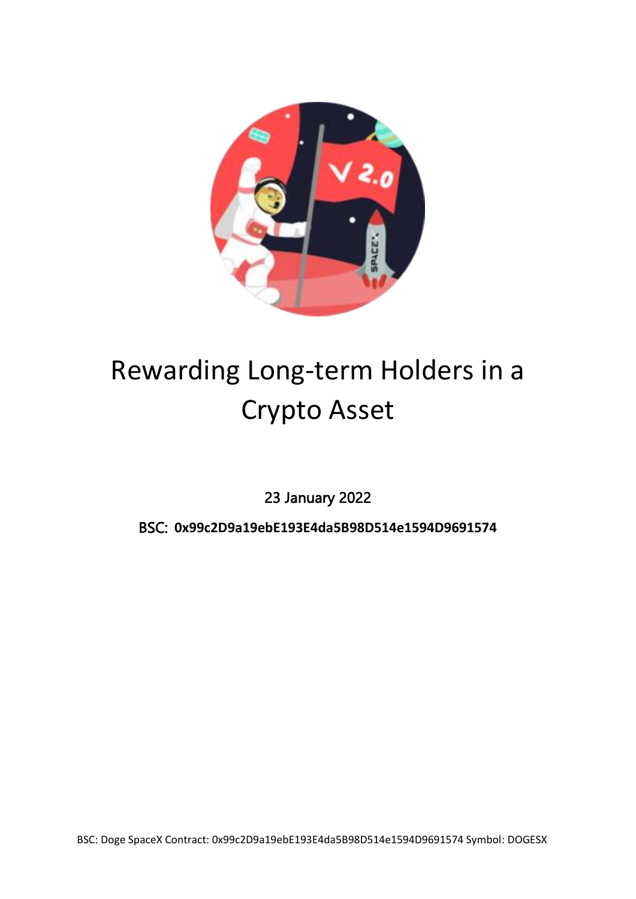# Rewarding Long-term Holders in a Crypto Asset

23 January 2022

**BSC: 0x99c2D9a19ebE193E4da5B98D514e1594D9691574**

BSC: Doge SpaceX Contract: 0x99c2D9a19ebE193E4da5B98D514e1594D9691574 Symbol: DOGESX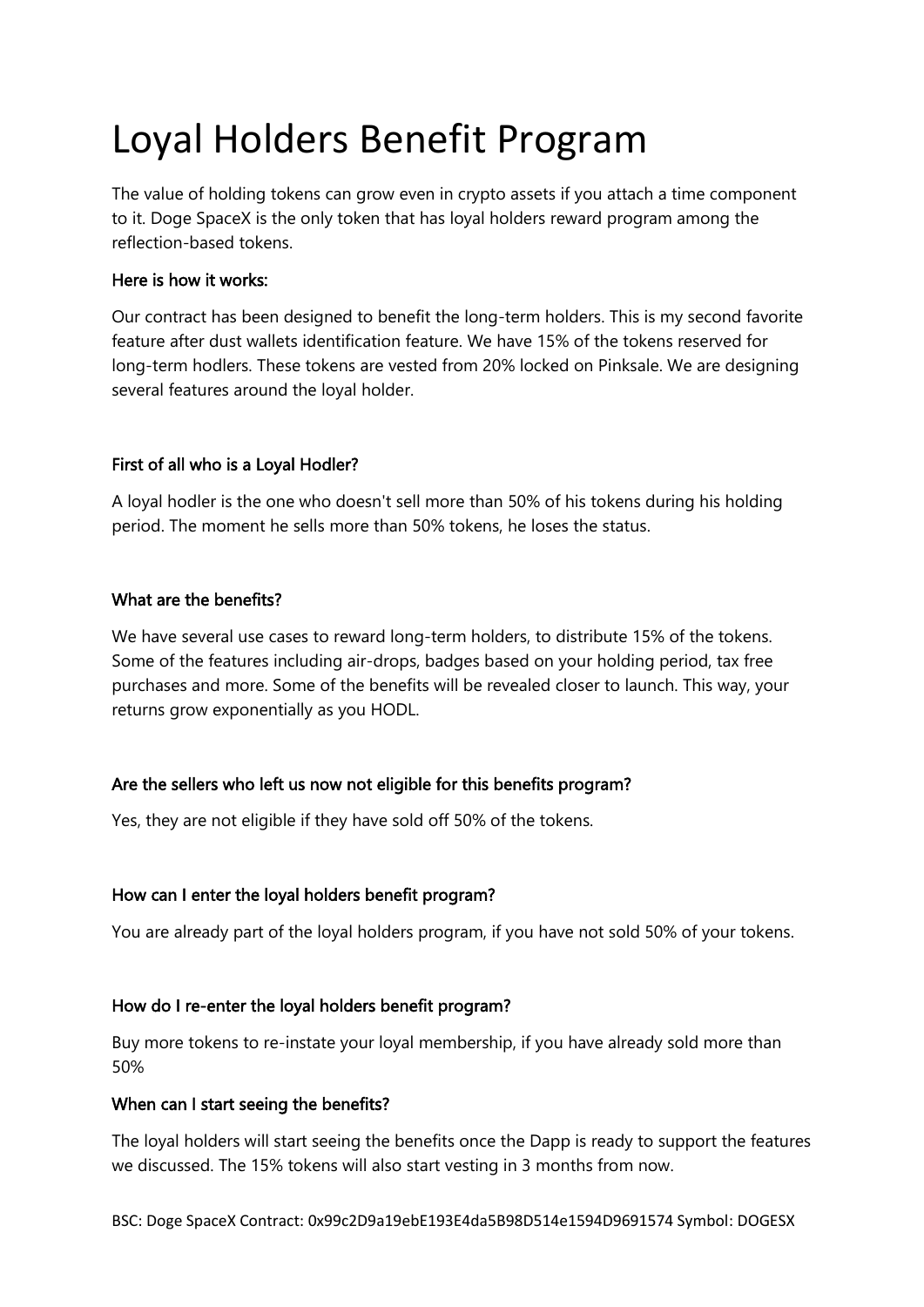# Loyal Holders Benefit Program

The value of holding tokens can grow even in crypto assets if you attach a time component to it. Doge SpaceX is the only token that has loyal holders reward program among the reflection-based tokens.

#### Here is how it works:

Our contract has been designed to benefit the long-term holders. This is my second favorite feature after dust wallets identification feature. We have 15% of the tokens reserved for long-term hodlers. These tokens are vested from 20% locked on Pinksale. We are designing several features around the loyal holder.

#### First of all who is a Loyal Hodler?

A loyal hodler is the one who doesn't sell more than 50% of his tokens during his holding period. The moment he sells more than 50% tokens, he loses the status.

#### What are the benefits?

We have several use cases to reward long-term holders, to distribute 15% of the tokens. Some of the features including air-drops, badges based on your holding period, tax free purchases and more. Some of the benefits will be revealed closer to launch. This way, your returns grow exponentially as you HODL.

#### Are the sellers who left us now not eligible for this benefits program?

Yes, they are not eligible if they have sold off 50% of the tokens.

#### How can I enter the loyal holders benefit program?

You are already part of the loyal holders program, if you have not sold 50% of your tokens.

#### How do I re-enter the loyal holders benefit program?

Buy more tokens to re-instate your loyal membership, if you have already sold more than 50%

#### When can I start seeing the benefits?

The loyal holders will start seeing the benefits once the Dapp is ready to support the features we discussed. The 15% tokens will also start vesting in 3 months from now.

BSC: Doge SpaceX Contract: 0x99c2D9a19ebE193E4da5B98D514e1594D9691574 Symbol: DOGESX